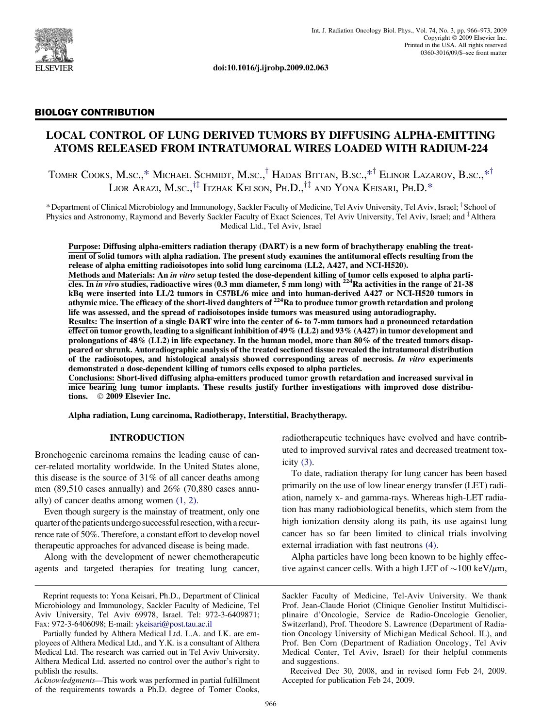doi:10.1016/j.ijrobp.2009.02.063

## BIOLOGY CONTRIBUTION

# LOCAL CONTROL OF LUNG DERIVED TUMORS BY DIFFUSING ALPHA-EMITTING ATOMS RELEASED FROM INTRATUMORAL WIRES LOADED WITH RADIUM-224

Tomer Cooks, M.sc.,* Michael Schmidt, M.sc.,[†] Hadas Bittan, B.sc.,*[†] Elinor Lazarov, B.sc.,*[†] Lior Arazi, M.sc.,[†‡] Itzhak Kelson, Ph.D.,[†‡] and Yona Keisari, Ph.D.*

*Department of Clinical Microbiology and Immunology, Sackler Faculty of Medicine, Tel Aviv University, Tel Aviv, Israel; [†]School of Physics and Astronomy, Raymond and Beverly Sackler Faculty of Exact Sciences, Tel Aviv University, Tel Aviv, Israel; and [‡]Althera Medical Ltd., Tel Aviv, Israel

**Purpose: Diffusing alpha-emitters radiation therapy (DART) is a new form of brachytherapy enabling the treatment of solid tumors with alpha radiation. The present study examines the antitumoral effects resulting from the release of alpha emitting radioisotopes into solid lung carcinoma (LL2, A427, and NCI-H520).**

**Methods and Materials: An *in vitro* setup tested the dose-dependent killing of tumor cells exposed to alpha particles. In *in vivo* studies, radioactive wires (0.3 mm diameter, 5 mm long) with $^{224}$Ra activities in the range of 21-38 kBq were inserted into LL/2 tumors in C57BL/6 mice and into human-derived A427 or NCI-H520 tumors in athymic mice. The efficacy of the short-lived daughters of $^{224}$Ra to produce tumor growth retardation and prolong life was assessed, and the spread of radioisotopes inside tumors was measured using autoradiography.**

**Results: The insertion of a single DART wire into the center of 6- to 7-mm tumors had a pronounced retardation effect on tumor growth, leading to a significant inhibition of 49% (LL2) and 93% (A427) in tumor development and prolongations of 48% (LL2) in life expectancy. In the human model, more than 80% of the treated tumors disappeared or shrunk. Autoradiographic analysis of the treated sectioned tissue revealed the intratumoral distribution of the radioisotopes, and histological analysis showed corresponding areas of necrosis. *In vitro* experiments demonstrated a dose-dependent killing of tumors cells exposed to alpha particles.**

**Conclusions: Short-lived diffusing alpha-emitters produced tumor growth retardation and increased survival in mice bearing lung tumor implants. These results justify further investigations with improved dose distributions. © 2009 Elsevier Inc.**

**Alpha radiation, Lung carcinoma, Radiotherapy, Interstitial, Brachytherapy.**

## INTRODUCTION

Bronchogenic carcinoma remains the leading cause of cancer-related mortality worldwide. In the United States alone, this disease is the source of 31% of all cancer deaths among men (89,510 cases annually) and 26% (70,880 cases annually) of cancer deaths among women (1, 2).

Even though surgery is the mainstay of treatment, only one quarter of the patients undergo successful resection, with a recurrence rate of 50%. Therefore, a constant effort to develop novel therapeutic approaches for advanced disease is being made.

Along with the development of newer chemotherapeutic agents and targeted therapies for treating lung cancer, radiotherapeutic techniques have evolved and have contributed to improved survival rates and decreased treatment toxicity (3).

To date, radiation therapy for lung cancer has been based primarily on the use of low linear energy transfer (LET) radiation, namely x- and gamma-rays. Whereas high-LET radiation has many radiobiological benefits, which stem from the high ionization density along its path, its use against lung cancer has so far been limited to clinical trials involving external irradiation with fast neutrons (4).

Alpha particles have long been known to be highly effective against cancer cells. With a high LET of $\sim$100 keV/$\mu$m,

Reprint requests to: Yona Keisari, Ph.D., Department of Clinical Microbiology and Immunology, Sackler Faculty of Medicine, Tel Aviv University, Tel Aviv 69978, Israel. Tel: 972-3-6409871; Fax: 972-3-6406098; E-mail: ykeisari@post.tau.ac.il

Partially funded by Althera Medical Ltd. L.A. and I.K. are employees of Althera Medical Ltd., and Y.K. is a consultant of Althera Medical Ltd. The research was carried out in Tel Aviv University. Althera Medical Ltd. asserted no control over the author's right to publish the results.

*Acknowledgments*—This work was performed in partial fulfillment of the requirements towards a Ph.D. degree of Tomer Cooks, Sackler Faculty of Medicine, Tel-Aviv University. We thank Prof. Jean-Claude Horiot (Clinique Genolier Institut Multidisciplinaire d'Oncologie, Service de Radio-Oncologie Genolier, Switzerland), Prof. Theodore S. Lawrence (Department of Radiation Oncology University of Michigan Medical School. IL), and Prof. Ben Corn (Department of Radiation Oncology, Tel Aviv Medical Center, Tel Aviv, Israel) for their helpful comments and suggestions.

Received Dec 30, 2008, and in revised form Feb 24, 2009. Accepted for publication Feb 24, 2009.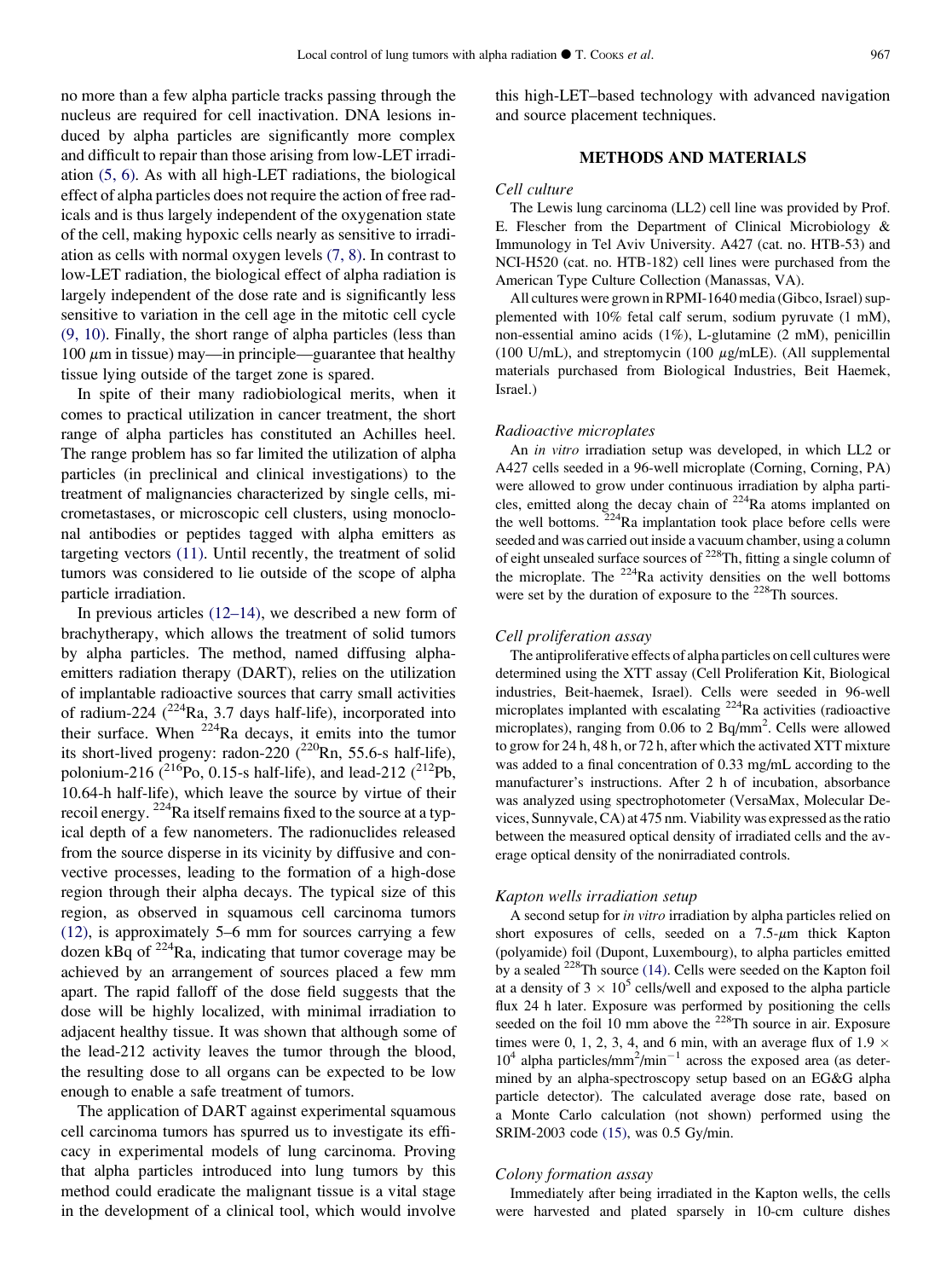no more than a few alpha particle tracks passing through the nucleus are required for cell inactivation. DNA lesions induced by alpha particles are significantly more complex and difficult to repair than those arising from low-LET irradiation (5, 6). As with all high-LET radiations, the biological effect of alpha particles does not require the action of free radicals and is thus largely independent of the oxygenation state of the cell, making hypoxic cells nearly as sensitive to irradiation as cells with normal oxygen levels (7, 8). In contrast to low-LET radiation, the biological effect of alpha radiation is largely independent of the dose rate and is significantly less sensitive to variation in the cell age in the mitotic cell cycle (9, 10). Finally, the short range of alpha particles (less than 100 $\mu$m in tissue) may—in principle—guarantee that healthy tissue lying outside of the target zone is spared.

In spite of their many radiobiological merits, when it comes to practical utilization in cancer treatment, the short range of alpha particles has constituted an Achilles heel. The range problem has so far limited the utilization of alpha particles (in preclinical and clinical investigations) to the treatment of malignancies characterized by single cells, micrometastases, or microscopic cell clusters, using monoclonal antibodies or peptides tagged with alpha emitters as targeting vectors (11). Until recently, the treatment of solid tumors was considered to lie outside of the scope of alpha particle irradiation.

In previous articles (12–14), we described a new form of brachytherapy, which allows the treatment of solid tumors by alpha particles. The method, named diffusing alpha-emitters radiation therapy (DART), relies on the utilization of implantable radioactive sources that carry small activities of radium-224 ($^{224}$Ra, 3.7 days half-life), incorporated into their surface. When $^{224}$Ra decays, it emits into the tumor its short-lived progeny: radon-220 ($^{220}$Rn, 55.6-s half-life), polonium-216 ($^{216}$Po, 0.15-s half-life), and lead-212 ($^{212}$Pb, 10.64-h half-life), which leave the source by virtue of their recoil energy. $^{224}$Ra itself remains fixed to the source at a typical depth of a few nanometers. The radionuclides released from the source disperse in its vicinity by diffusive and convective processes, leading to the formation of a high-dose region through their alpha decays. The typical size of this region, as observed in squamous cell carcinoma tumors (12), is approximately 5–6 mm for sources carrying a few dozen kBq of $^{224}$Ra, indicating that tumor coverage may be achieved by an arrangement of sources placed a few mm apart. The rapid falloff of the dose field suggests that the dose will be highly localized, with minimal irradiation to adjacent healthy tissue. It was shown that although some of the lead-212 activity leaves the tumor through the blood, the resulting dose to all organs can be expected to be low enough to enable a safe treatment of tumors.

The application of DART against experimental squamous cell carcinoma tumors has spurred us to investigate its efficacy in experimental models of lung carcinoma. Proving that alpha particles introduced into lung tumors by this method could eradicate the malignant tissue is a vital stage in the development of a clinical tool, which would involve this high-LET–based technology with advanced navigation and source placement techniques.

## METHODS AND MATERIALS

### *Cell culture*

The Lewis lung carcinoma (LL2) cell line was provided by Prof. E. Flescher from the Department of Clinical Microbiology & Immunology in Tel Aviv University. A427 (cat. no. HTB-53) and NCI-H520 (cat. no. HTB-182) cell lines were purchased from the American Type Culture Collection (Manassas, VA).

All cultures were grown in RPMI-1640 media (Gibco, Israel) supplemented with 10% fetal calf serum, sodium pyruvate (1 mM), non-essential amino acids (1%), L-glutamine (2 mM), penicillin (100 U/mL), and streptomycin (100 $\mu$g/mLE). (All supplemental materials purchased from Biological Industries, Beit Haemek, Israel.)

### *Radioactive microplates*

An *in vitro* irradiation setup was developed, in which LL2 or A427 cells seeded in a 96-well microplate (Corning, Corning, PA) were allowed to grow under continuous irradiation by alpha particles, emitted along the decay chain of $^{224}$Ra atoms implanted on the well bottoms. $^{224}$Ra implantation took place before cells were seeded and was carried out inside a vacuum chamber, using a column of eight unsealed surface sources of $^{228}$Th, fitting a single column of the microplate. The $^{224}$Ra activity densities on the well bottoms were set by the duration of exposure to the $^{228}$Th sources.

### *Cell proliferation assay*

The antiproliferative effects of alpha particles on cell cultures were determined using the XTT assay (Cell Proliferation Kit, Biological industries, Beit-haemek, Israel). Cells were seeded in 96-well microplates implanted with escalating $^{224}$Ra activities (radioactive microplates), ranging from 0.06 to 2 Bq/mm$^2$. Cells were allowed to grow for 24 h, 48 h, or 72 h, after which the activated XTT mixture was added to a final concentration of 0.33 mg/mL according to the manufacturer's instructions. After 2 h of incubation, absorbance was analyzed using spectrophotometer (VersaMax, Molecular Devices, Sunnyvale, CA) at 475 nm. Viability was expressed as the ratio between the measured optical density of irradiated cells and the average optical density of the nonirradiated controls.

### *Kapton wells irradiation setup*

A second setup for *in vitro* irradiation by alpha particles relied on short exposures of cells, seeded on a 7.5-$\mu$m thick Kapton (polyamide) foil (Dupont, Luxembourg), to alpha particles emitted by a sealed $^{228}$Th source (14). Cells were seeded on the Kapton foil at a density of $3 \times 10^5$ cells/well and exposed to the alpha particle flux 24 h later. Exposure was performed by positioning the cells seeded on the foil 10 mm above the $^{228}$Th source in air. Exposure times were 0, 1, 2, 3, 4, and 6 min, with an average flux of $1.9 \times 10^4$ alpha particles/mm$^2$/min$^{-1}$ across the exposed area (as determined by an alpha-spectroscopy setup based on an EG&G alpha particle detector). The calculated average dose rate, based on a Monte Carlo calculation (not shown) performed using the SRIM-2003 code (15), was 0.5 Gy/min.

### *Colony formation assay*

Immediately after being irradiated in the Kapton wells, the cells were harvested and plated sparsely in 10-cm culture dishes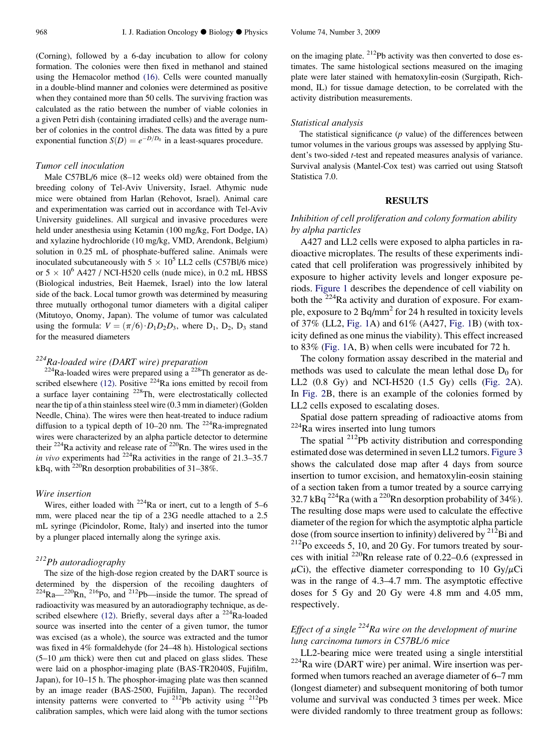(Corning), followed by a 6-day incubation to allow for colony formation. The colonies were then fixed in methanol and stained using the Hemacolor method (16). Cells were counted manually in a double-blind manner and colonies were determined as positive when they contained more than 50 cells. The surviving fraction was calculated as the ratio between the number of viable colonies in a given Petri dish (containing irradiated cells) and the average number of colonies in the control dishes. The data was fitted by a pure exponential function $S(D) = e^{-D/D_0}$ in a least-squares procedure.

### *Tumor cell inoculation*

Male C57BL/6 mice (8–12 weeks old) were obtained from the breeding colony of Tel-Aviv University, Israel. Athymic nude mice were obtained from Harlan (Rehovot, Israel). Animal care and experimentation was carried out in accordance with Tel-Aviv University guidelines. All surgical and invasive procedures were held under anesthesia using Ketamin (100 mg/kg, Fort Dodge, IA) and xylazine hydrochloride (10 mg/kg, VMD, Arendonk, Belgium) solution in 0.25 mL of phosphate-buffered saline. Animals were inoculated subcutaneously with $5 \times 10^5$ LL2 cells (C57Bl/6 mice) or $5 \times 10^6$ A427 / NCI-H520 cells (nude mice), in 0.2 mL HBSS (Biological industries, Beit Haemek, Israel) into the low lateral side of the back. Local tumor growth was determined by measuring three mutually orthogonal tumor diameters with a digital caliper (Mitutoyo, Onomy, Japan). The volume of tumor was calculated using the formula: $V = (\pi/6) \cdot D_1 D_2 D_3$, where $D_1$, $D_2$, $D_3$ stand for the measured diameters

### *$^{224}$Ra-loaded wire (DART wire) preparation*

$^{224}$Ra-loaded wires were prepared using a $^{228}$Th generator as described elsewhere (12). Positive $^{224}$Ra ions emitted by recoil from a surface layer containing $^{228}$Th, were electrostatically collected near the tip of a thin stainless steel wire (0.3 mm in diameter) (Golden Needle, China). The wires were then heat-treated to induce radium diffusion to a typical depth of 10–20 nm. The $^{224}$Ra-impregnated wires were characterized by an alpha particle detector to determine their $^{224}$Ra activity and release rate of $^{220}$Rn. The wires used in the *in vivo* experiments had $^{224}$Ra activities in the range of 21.3–35.7 kBq, with $^{220}$Rn desorption probabilities of 31–38%.

### *Wire insertion*

Wires, either loaded with $^{224}$Ra or inert, cut to a length of 5–6 mm, were placed near the tip of a 23G needle attached to a 2.5 mL syringe (Picindolor, Rome, Italy) and inserted into the tumor by a plunger placed internally along the syringe axis.

### *$^{212}$Pb autoradiography*

The size of the high-dose region created by the DART source is determined by the dispersion of the recoiling daughters of $^{224}$Ra—$^{220}$Rn, $^{216}$Po, and $^{212}$Pb—inside the tumor. The spread of radioactivity was measured by an autoradiography technique, as described elsewhere (12). Briefly, several days after a $^{224}$Ra-loaded source was inserted into the center of a given tumor, the tumor was excised (as a whole), the source was extracted and the tumor was fixed in 4% formaldehyde (for 24–48 h). Histological sections (5–10 $\mu$m thick) were then cut and placed on glass slides. These were laid on a phosphor-imaging plate (BAS-TR2040S, Fujifilm, Japan), for 10–15 h. The phosphor-imaging plate was then scanned by an image reader (BAS-2500, Fujifilm, Japan). The recorded intensity patterns were converted to $^{212}$Pb activity using $^{212}$Pb calibration samples, which were laid along with the tumor sections on the imaging plate. $^{212}$Pb activity was then converted to dose estimates. The same histological sections measured on the imaging plate were later stained with hematoxylin-eosin (Surgipath, Richmond, IL) for tissue damage detection, to be correlated with the activity distribution measurements.

### *Statistical analysis*

The statistical significance (*p* value) of the differences between tumor volumes in the various groups was assessed by applying Student's two-sided *t*-test and repeated measures analysis of variance. Survival analysis (Mantel-Cox test) was carried out using Statsoft Statistica 7.0.

## RESULTS

### *Inhibition of cell proliferation and colony formation ability by alpha particles*

A427 and LL2 cells were exposed to alpha particles in radioactive microplates. The results of these experiments indicated that cell proliferation was progressively inhibited by exposure to higher activity levels and longer exposure periods. Figure 1 describes the dependence of cell viability on both the $^{224}$Ra activity and duration of exposure. For example, exposure to 2 Bq/mm$^2$ for 24 h resulted in toxicity levels of 37% (LL2, Fig. 1A) and 61% (A427, Fig. 1B) (with toxicity defined as one minus the viability). This effect increased to 83% (Fig. 1A, B) when cells were incubated for 72 h.

The colony formation assay described in the material and methods was used to calculate the mean lethal dose $D_0$ for LL2 (0.8 Gy) and NCI-H520 (1.5 Gy) cells (Fig. 2A). In Fig. 2B, there is an example of the colonies formed by LL2 cells exposed to escalating doses.

Spatial dose pattern spreading of radioactive atoms from $^{224}$Ra wires inserted into lung tumors

The spatial $^{212}$Pb activity distribution and corresponding estimated dose was determined in seven LL2 tumors. Figure 3 shows the calculated dose map after 4 days from source insertion to tumor excision, and hematoxylin-eosin staining of a section taken from a tumor treated by a source carrying 32.7 kBq $^{224}$Ra (with a $^{220}$Rn desorption probability of 34%). The resulting dose maps were used to calculate the effective diameter of the region for which the asymptotic alpha particle dose (from source insertion to infinity) delivered by $^{212}$Bi and $^{212}$Po exceeds 5, 10, and 20 Gy. For tumors treated by sources with initial $^{220}$Rn release rate of 0.22–0.6 (expressed in $\mu$Ci), the effective diameter corresponding to 10 Gy/$\mu$Ci was in the range of 4.3–4.7 mm. The asymptotic effective doses for 5 Gy and 20 Gy were 4.8 mm and 4.05 mm, respectively.

### *Effect of a single $^{224}$Ra wire on the development of murine lung carcinoma tumors in C57BL/6 mice*

LL2-bearing mice were treated using a single interstitial $^{224}$Ra wire (DART wire) per animal. Wire insertion was performed when tumors reached an average diameter of 6–7 mm (longest diameter) and subsequent monitoring of both tumor volume and survival was conducted 3 times per week. Mice were divided randomly to three treatment group as follows: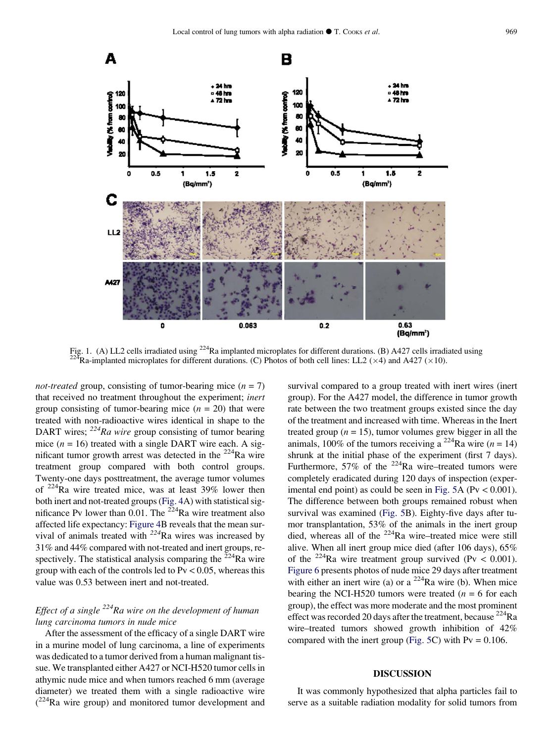Fig. 1. (A) LL2 cells irradiated using $^{224}$Ra implanted microplates for different durations. (B) A427 cells irradiated using $^{224}$Ra-implanted microplates for different durations. (C) Photos of both cell lines: LL2 (×4) and A427 (×10).

*not-treated* group, consisting of tumor-bearing mice ($n = 7$) that received no treatment throughout the experiment; *inert* group consisting of tumor-bearing mice ($n = 20$) that were treated with non-radioactive wires identical in shape to the DART wires; *$^{224}$Ra wire* group consisting of tumor bearing mice ($n = 16$) treated with a single DART wire each. A significant tumor growth arrest was detected in the $^{224}$Ra wire treatment group compared with both control groups. Twenty-one days posttreatment, the average tumor volumes of $^{224}$Ra wire treated mice, was at least 39% lower then both inert and not-treated groups (Fig. 4A) with statistical significance Pv lower than 0.01. The $^{224}$Ra wire treatment also affected life expectancy: Figure 4B reveals that the mean survival of animals treated with $^{224}$Ra wires was increased by 31% and 44% compared with not-treated and inert groups, respectively. The statistical analysis comparing the $^{224}$Ra wire group with each of the controls led to Pv < 0.05, whereas this value was 0.53 between inert and not-treated.

### *Effect of a single $^{224}$Ra wire on the development of human lung carcinoma tumors in nude mice*

After the assessment of the efficacy of a single DART wire in a murine model of lung carcinoma, a line of experiments was dedicated to a tumor derived from a human malignant tissue. We transplanted either A427 or NCI-H520 tumor cells in athymic nude mice and when tumors reached 6 mm (average diameter) we treated them with a single radioactive wire ($^{224}$Ra wire group) and monitored tumor development and survival compared to a group treated with inert wires (inert group). For the A427 model, the difference in tumor growth rate between the two treatment groups existed since the day of the treatment and increased with time. Whereas in the Inert treated group ($n = 15$), tumor volumes grew bigger in all the animals, 100% of the tumors receiving a $^{224}$Ra wire ($n = 14$) shrunk at the initial phase of the experiment (first 7 days). Furthermore, 57% of the $^{224}$Ra wire–treated tumors were completely eradicated during 120 days of inspection (experimental end point) as could be seen in Fig. 5A (Pv < 0.001). The difference between both groups remained robust when survival was examined (Fig. 5B). Eighty-five days after tumor transplantation, 53% of the animals in the inert group died, whereas all of the $^{224}$Ra wire–treated mice were still alive. When all inert group mice died (after 106 days), 65% of the $^{224}$Ra wire treatment group survived (Pv < 0.001). Figure 6 presents photos of nude mice 29 days after treatment with either an inert wire (a) or a $^{224}$Ra wire (b). When mice bearing the NCI-H520 tumors were treated ($n = 6$ for each group), the effect was more moderate and the most prominent effect was recorded 20 days after the treatment, because $^{224}$Ra wire–treated tumors showed growth inhibition of 42% compared with the inert group (Fig. 5C) with Pv = 0.106.

## DISCUSSION

It was commonly hypothesized that alpha particles fail to serve as a suitable radiation modality for solid tumors from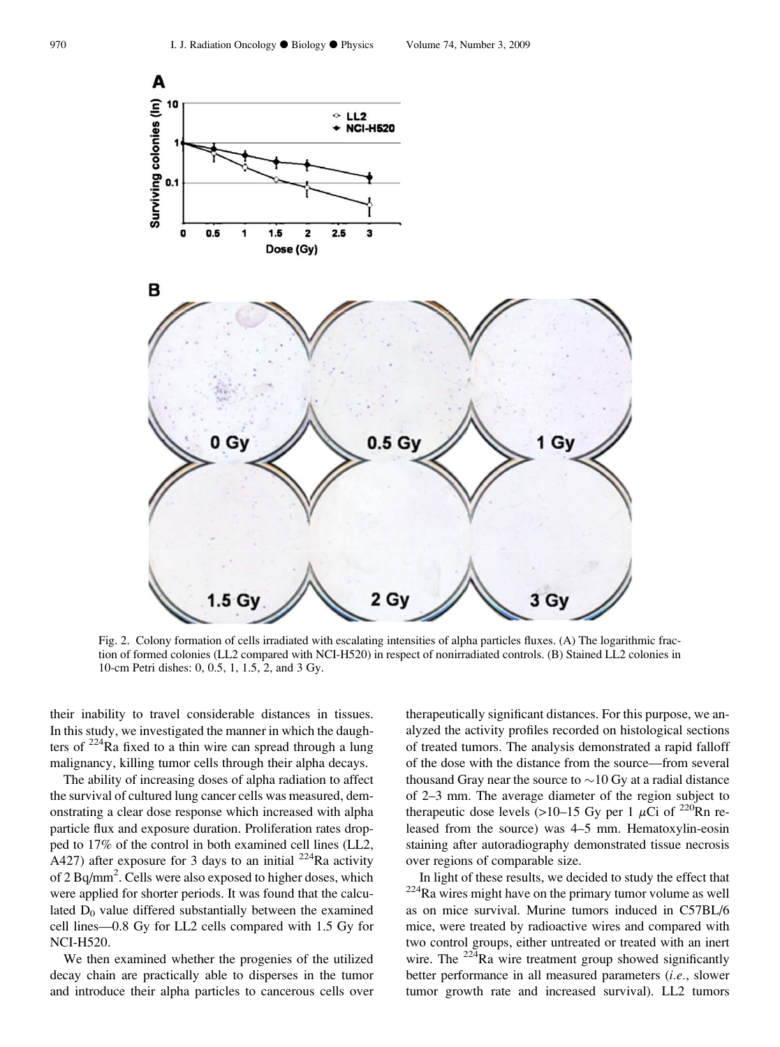Fig. 2. Colony formation of cells irradiated with escalating intensities of alpha particles fluxes. (A) The logarithmic fraction of formed colonies (LL2 compared with NCI-H520) in respect of nonirradiated controls. (B) Stained LL2 colonies in 10-cm Petri dishes: 0, 0.5, 1, 1.5, 2, and 3 Gy.

their inability to travel considerable distances in tissues. In this study, we investigated the manner in which the daughters of $^{224}$Ra fixed to a thin wire can spread through a lung malignancy, killing tumor cells through their alpha decays.

The ability of increasing doses of alpha radiation to affect the survival of cultured lung cancer cells was measured, demonstrating a clear dose response which increased with alpha particle flux and exposure duration. Proliferation rates dropped to 17% of the control in both examined cell lines (LL2, A427) after exposure for 3 days to an initial $^{224}$Ra activity of 2 Bq/mm$^2$. Cells were also exposed to higher doses, which were applied for shorter periods. It was found that the calculated $D_0$ value differed substantially between the examined cell lines—0.8 Gy for LL2 cells compared with 1.5 Gy for NCI-H520.

We then examined whether the progenies of the utilized decay chain are practically able to disperses in the tumor and introduce their alpha particles to cancerous cells over therapeutically significant distances. For this purpose, we analyzed the activity profiles recorded on histological sections of treated tumors. The analysis demonstrated a rapid falloff of the dose with the distance from the source—from several thousand Gray near the source to ~10 Gy at a radial distance of 2–3 mm. The average diameter of the region subject to therapeutic dose levels (>10–15 Gy per 1 $\mu$Ci of $^{220}$Rn released from the source) was 4–5 mm. Hematoxylin-eosin staining after autoradiography demonstrated tissue necrosis over regions of comparable size.

In light of these results, we decided to study the effect that $^{224}$Ra wires might have on the primary tumor volume as well as on mice survival. Murine tumors induced in C57BL/6 mice, were treated by radioactive wires and compared with two control groups, either untreated or treated with an inert wire. The $^{224}$Ra wire treatment group showed significantly better performance in all measured parameters (*i.e.*, slower tumor growth rate and increased survival). LL2 tumors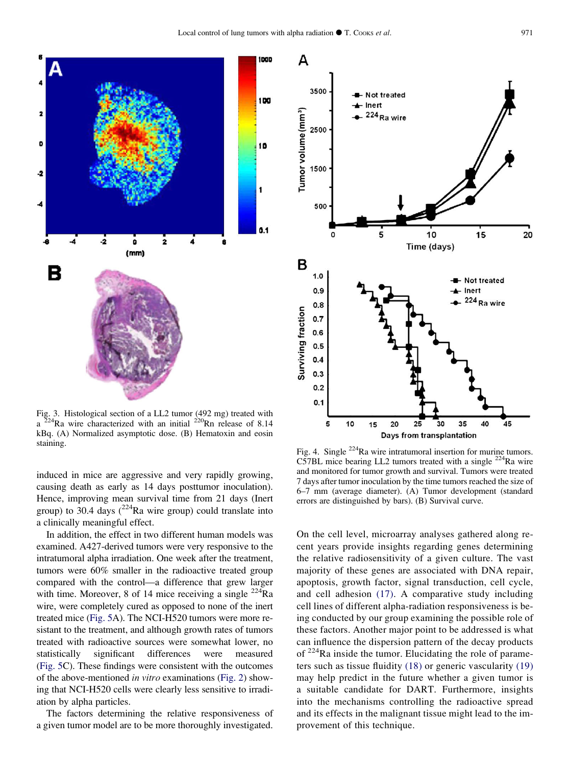Fig. 3. Histological section of a LL2 tumor (492 mg) treated with a $^{224}$Ra wire characterized with an initial $^{220}$Rn release of 8.14 kBq. (A) Normalized asymptotic dose. (B) Hematoxin and eosin staining.

Fig. 4. Single $^{224}$Ra wire intratumoral insertion for murine tumors. C57BL mice bearing LL2 tumors treated with a single $^{224}$Ra wire and monitored for tumor growth and survival. Tumors were treated 7 days after tumor inoculation by the time tumors reached the size of 6–7 mm (average diameter). (A) Tumor development (standard errors are distinguished by bars). (B) Survival curve.

induced in mice are aggressive and very rapidly growing, causing death as early as 14 days posttumor inoculation). Hence, improving mean survival time from 21 days (Inert group) to 30.4 days ($^{224}$Ra wire group) could translate into a clinically meaningful effect.

In addition, the effect in two different human models was examined. A427-derived tumors were very responsive to the intratumoral alpha irradiation. One week after the treatment, tumors were 60% smaller in the radioactive treated group compared with the control—a difference that grew larger with time. Moreover, 8 of 14 mice receiving a single $^{224}$Ra wire, were completely cured as opposed to none of the inert treated mice (Fig. 5A). The NCI-H520 tumors were more resistant to the treatment, and although growth rates of tumors treated with radioactive sources were somewhat lower, no statistically significant differences were measured (Fig. 5C). These findings were consistent with the outcomes of the above-mentioned *in vitro* examinations (Fig. 2) showing that NCI-H520 cells were clearly less sensitive to irradiation by alpha particles.

The factors determining the relative responsiveness of a given tumor model are to be more thoroughly investigated. On the cell level, microarray analyses gathered along recent years provide insights regarding genes determining the relative radiosensitivity of a given culture. The vast majority of these genes are associated with DNA repair, apoptosis, growth factor, signal transduction, cell cycle, and cell adhesion (17). A comparative study including cell lines of different alpha-radiation responsiveness is being conducted by our group examining the possible role of these factors. Another major point to be addressed is what can influence the dispersion pattern of the decay products of $^{224}$Ra inside the tumor. Elucidating the role of parameters such as tissue fluidity (18) or generic vascularity (19) may help predict in the future whether a given tumor is a suitable candidate for DART. Furthermore, insights into the mechanisms controlling the radioactive spread and its effects in the malignant tissue might lead to the improvement of this technique.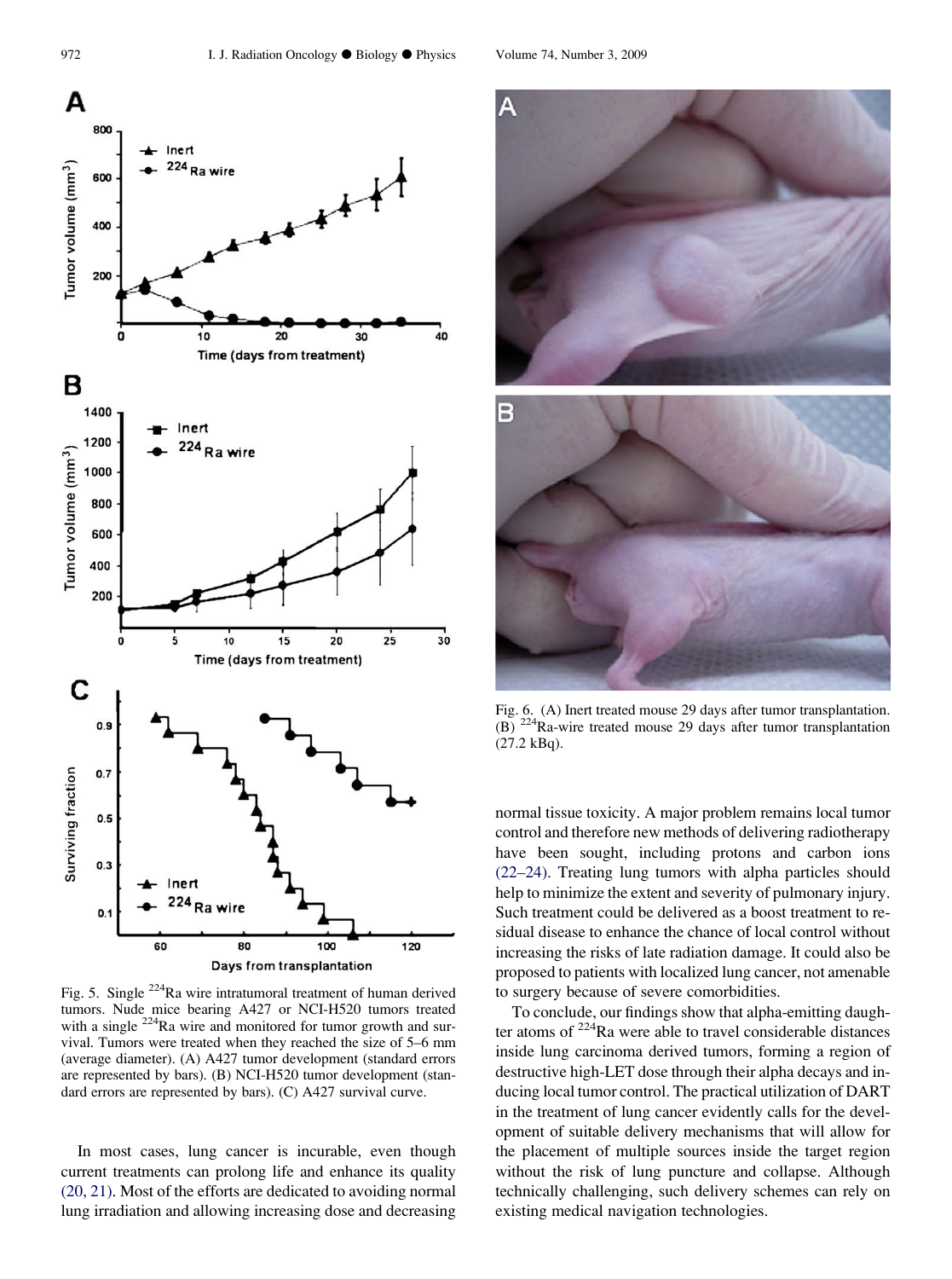Fig. 5. Single $^{224}$Ra wire intratumoral treatment of human derived tumors. Nude mice bearing A427 or NCI-H520 tumors treated with a single $^{224}$Ra wire and monitored for tumor growth and survival. Tumors were treated when they reached the size of 5–6 mm (average diameter). (A) A427 tumor development (standard errors are represented by bars). (B) NCI-H520 tumor development (standard errors are represented by bars). (C) A427 survival curve.

Fig. 6. (A) Inert treated mouse 29 days after tumor transplantation. (B) $^{224}$Ra-wire treated mouse 29 days after tumor transplantation (27.2 kBq).

In most cases, lung cancer is incurable, even though current treatments can prolong life and enhance its quality (20, 21). Most of the efforts are dedicated to avoiding normal lung irradiation and allowing increasing dose and decreasing normal tissue toxicity. A major problem remains local tumor control and therefore new methods of delivering radiotherapy have been sought, including protons and carbon ions (22–24). Treating lung tumors with alpha particles should help to minimize the extent and severity of pulmonary injury. Such treatment could be delivered as a boost treatment to residual disease to enhance the chance of local control without increasing the risks of late radiation damage. It could also be proposed to patients with localized lung cancer, not amenable to surgery because of severe comorbidities.

To conclude, our findings show that alpha-emitting daughter atoms of $^{224}$Ra were able to travel considerable distances inside lung carcinoma derived tumors, forming a region of destructive high-LET dose through their alpha decays and inducing local tumor control. The practical utilization of DART in the treatment of lung cancer evidently calls for the development of suitable delivery mechanisms that will allow for the placement of multiple sources inside the target region without the risk of lung puncture and collapse. Although technically challenging, such delivery schemes can rely on existing medical navigation technologies.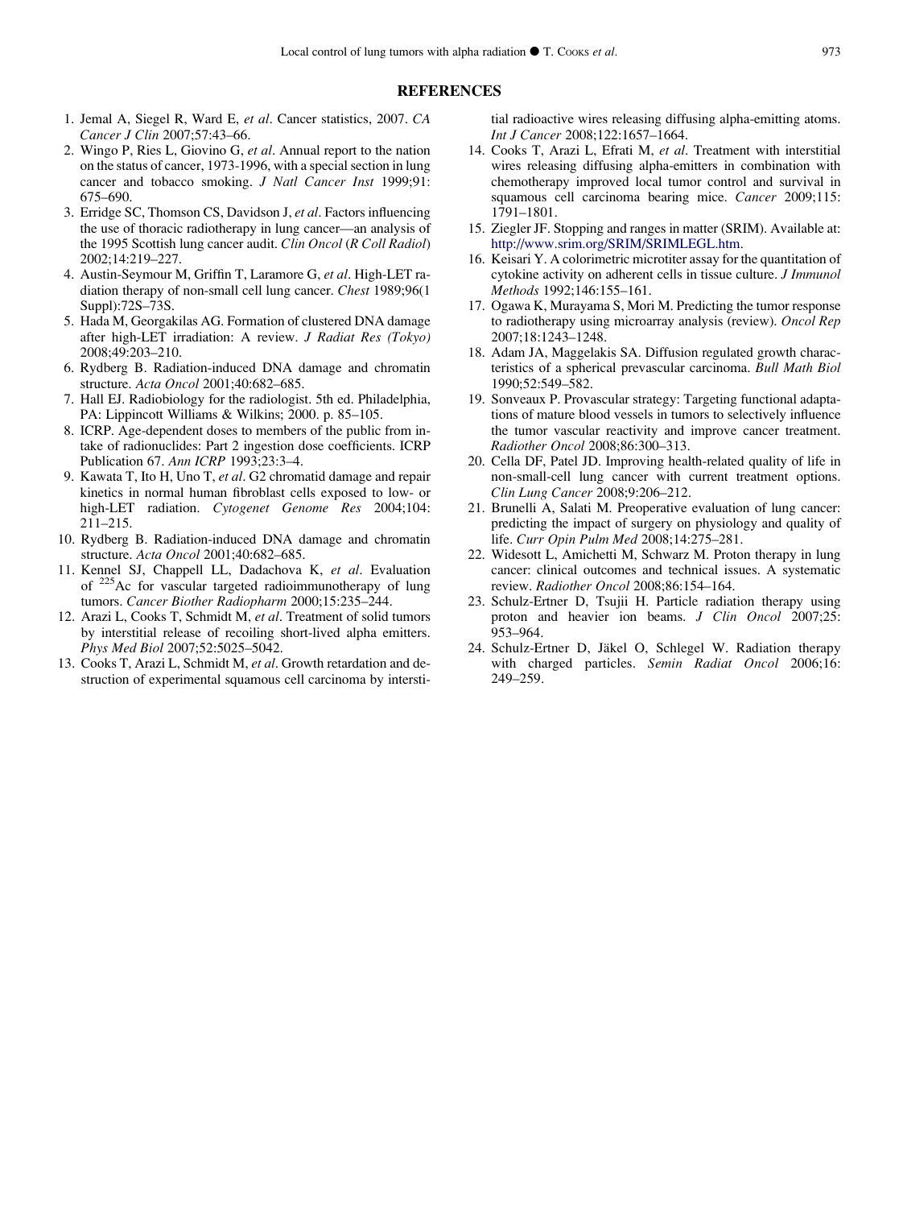## REFERENCES

1. Jemal A, Siegel R, Ward E, *et al*. Cancer statistics, 2007. *CA Cancer J Clin* 2007;57:43–66.
2. Wingo P, Ries L, Giovino G, *et al*. Annual report to the nation on the status of cancer, 1973-1996, with a special section in lung cancer and tobacco smoking. *J Natl Cancer Inst* 1999;91: 675–690.
3. Erridge SC, Thomson CS, Davidson J, *et al*. Factors influencing the use of thoracic radiotherapy in lung cancer—an analysis of the 1995 Scottish lung cancer audit. *Clin Oncol* (*R Coll Radiol*) 2002;14:219–227.
4. Austin-Seymour M, Griffin T, Laramore G, *et al*. High-LET radiation therapy of non-small cell lung cancer. *Chest* 1989;96(1 Suppl):72S–73S.
5. Hada M, Georgakilas AG. Formation of clustered DNA damage after high-LET irradiation: A review. *J Radiat Res (Tokyo)* 2008;49:203–210.
6. Rydberg B. Radiation-induced DNA damage and chromatin structure. *Acta Oncol* 2001;40:682–685.
7. Hall EJ. Radiobiology for the radiologist. 5th ed. Philadelphia, PA: Lippincott Williams & Wilkins; 2000. p. 85–105.
8. ICRP. Age-dependent doses to members of the public from intake of radionuclides: Part 2 ingestion dose coefficients. ICRP Publication 67. *Ann ICRP* 1993;23:3–4.
9. Kawata T, Ito H, Uno T, *et al*. G2 chromatid damage and repair kinetics in normal human fibroblast cells exposed to low- or high-LET radiation. *Cytogenet Genome Res* 2004;104: 211–215.
10. Rydberg B. Radiation-induced DNA damage and chromatin structure. *Acta Oncol* 2001;40:682–685.
11. Kennel SJ, Chappell LL, Dadachova K, *et al*. Evaluation of $^{225}$Ac for vascular targeted radioimmunotherapy of lung tumors. *Cancer Biother Radiopharm* 2000;15:235–244.
12. Arazi L, Cooks T, Schmidt M, *et al*. Treatment of solid tumors by interstitial release of recoiling short-lived alpha emitters. *Phys Med Biol* 2007;52:5025–5042.
13. Cooks T, Arazi L, Schmidt M, *et al*. Growth retardation and destruction of experimental squamous cell carcinoma by interstitial radioactive wires releasing diffusing alpha-emitting atoms. *Int J Cancer* 2008;122:1657–1664.
14. Cooks T, Arazi L, Efrati M, *et al*. Treatment with interstitial wires releasing diffusing alpha-emitters in combination with chemotherapy improved local tumor control and survival in squamous cell carcinoma bearing mice. *Cancer* 2009;115: 1791–1801.
15. Ziegler JF. Stopping and ranges in matter (SRIM). Available at: http://www.srim.org/SRIM/SRIMLEGL.htm.
16. Keisari Y. A colorimetric microtiter assay for the quantitation of cytokine activity on adherent cells in tissue culture. *J Immunol Methods* 1992;146:155–161.
17. Ogawa K, Murayama S, Mori M. Predicting the tumor response to radiotherapy using microarray analysis (review). *Oncol Rep* 2007;18:1243–1248.
18. Adam JA, Maggelakis SA. Diffusion regulated growth characteristics of a spherical prevascular carcinoma. *Bull Math Biol* 1990;52:549–582.
19. Sonveaux P. Provascular strategy: Targeting functional adaptations of mature blood vessels in tumors to selectively influence the tumor vascular reactivity and improve cancer treatment. *Radiother Oncol* 2008;86:300–313.
20. Cella DF, Patel JD. Improving health-related quality of life in non-small-cell lung cancer with current treatment options. *Clin Lung Cancer* 2008;9:206–212.
21. Brunelli A, Salati M. Preoperative evaluation of lung cancer: predicting the impact of surgery on physiology and quality of life. *Curr Opin Pulm Med* 2008;14:275–281.
22. Widesott L, Amichetti M, Schwarz M. Proton therapy in lung cancer: clinical outcomes and technical issues. A systematic review. *Radiother Oncol* 2008;86:154–164.
23. Schulz-Ertner D, Tsujii H. Particle radiation therapy using proton and heavier ion beams. *J Clin Oncol* 2007;25: 953–964.
24. Schulz-Ertner D, Jäkel O, Schlegel W. Radiation therapy with charged particles. *Semin Radiat Oncol* 2006;16: 249–259.